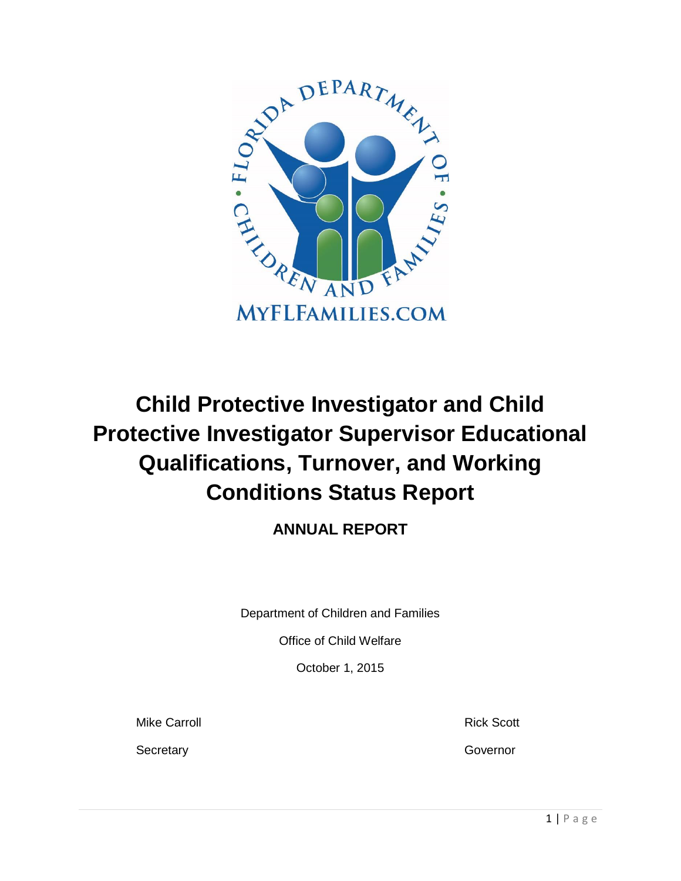# Child Protective Investigator and Child Protective Investigator Supervisor Educational Qualifications, Turnover, and Working Conditions Status Report

## ANNUAL REPORT

Department of Children and Families

Office of Child Welfare

October 1, 2015

Mike Carroll

Secretary

Rick Scott

Governor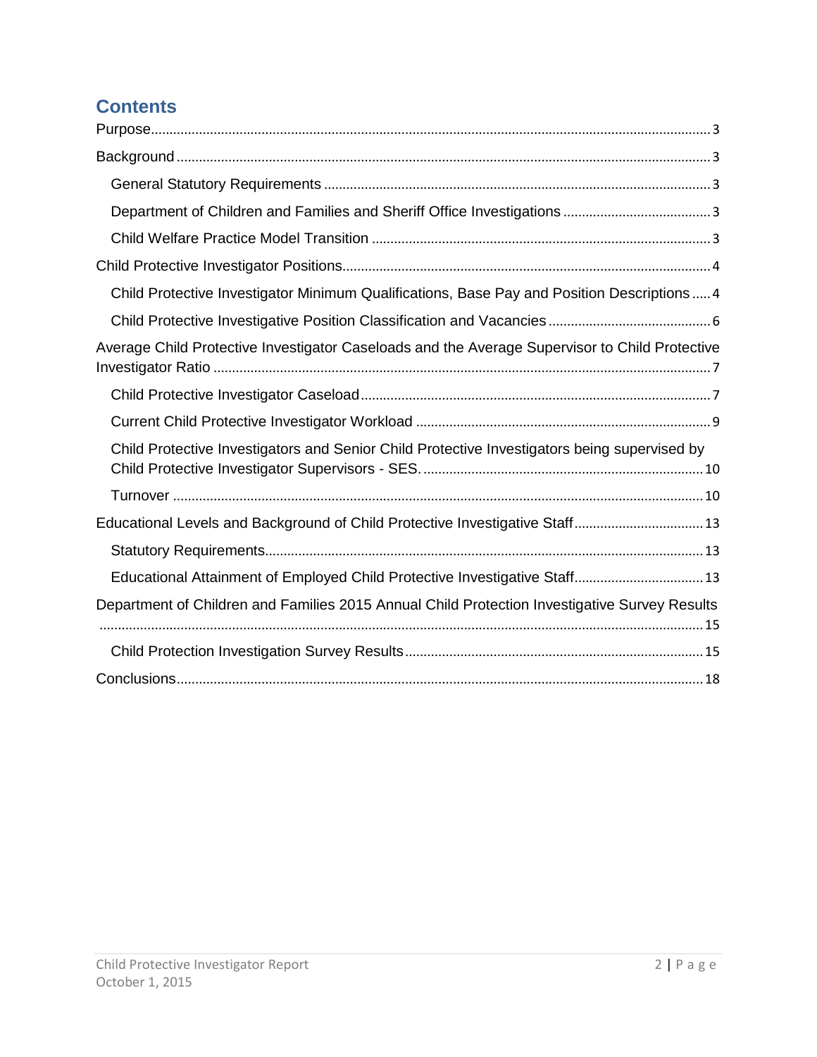## Contents

Purpose ..... 3

Background ..... 3

- General Statutory Requirements ..... 3
- Department of Children and Families and Sheriff Office Investigations ..... 3
- Child Welfare Practice Model Transition ..... 3

Child Protective Investigator Positions ..... 4

- Child Protective Investigator Minimum Qualifications, Base Pay and Position Descriptions ..... 4
- Child Protective Investigative Position Classification and Vacancies ..... 6

Average Child Protective Investigator Caseloads and the Average Supervisor to Child Protective Investigator Ratio ..... 7

- Child Protective Investigator Caseload ..... 7
- Current Child Protective Investigator Workload ..... 9
- Child Protective Investigators and Senior Child Protective Investigators being supervised by Child Protective Investigator Supervisors - SES. ..... 10
- Turnover ..... 10

Educational Levels and Background of Child Protective Investigative Staff ..... 13

- Statutory Requirements ..... 13
- Educational Attainment of Employed Child Protective Investigative Staff ..... 13

Department of Children and Families 2015 Annual Child Protection Investigative Survey Results ..... 15

- Child Protection Investigation Survey Results ..... 15

Conclusions ..... 18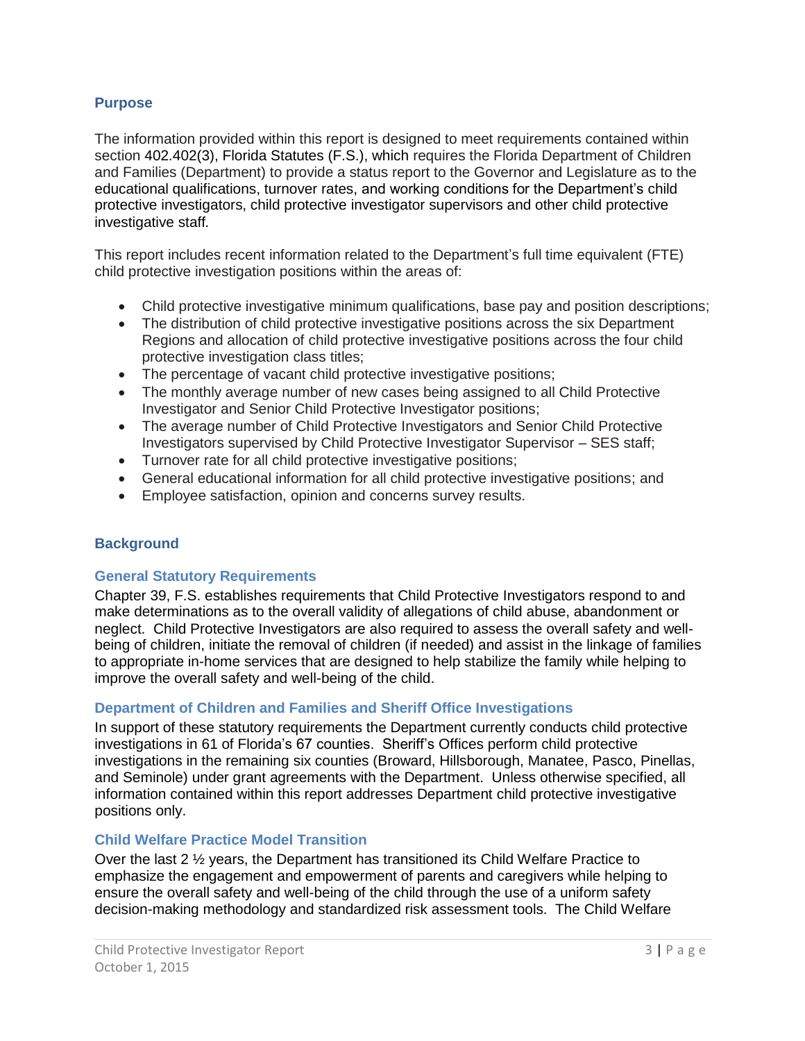## Purpose

The information provided within this report is designed to meet requirements contained within section 402.402(3), Florida Statutes (F.S.), which requires the Florida Department of Children and Families (Department) to provide a status report to the Governor and Legislature as to the educational qualifications, turnover rates, and working conditions for the Department's child protective investigators, child protective investigator supervisors and other child protective investigative staff.

This report includes recent information related to the Department's full time equivalent (FTE) child protective investigation positions within the areas of:

- Child protective investigative minimum qualifications, base pay and position descriptions;
- The distribution of child protective investigative positions across the six Department Regions and allocation of child protective investigative positions across the four child protective investigation class titles;
- The percentage of vacant child protective investigative positions;
- The monthly average number of new cases being assigned to all Child Protective Investigator and Senior Child Protective Investigator positions;
- The average number of Child Protective Investigators and Senior Child Protective Investigators supervised by Child Protective Investigator Supervisor – SES staff;
- Turnover rate for all child protective investigative positions;
- General educational information for all child protective investigative positions; and
- Employee satisfaction, opinion and concerns survey results.

## Background

### General Statutory Requirements

Chapter 39, F.S. establishes requirements that Child Protective Investigators respond to and make determinations as to the overall validity of allegations of child abuse, abandonment or neglect. Child Protective Investigators are also required to assess the overall safety and well-being of children, initiate the removal of children (if needed) and assist in the linkage of families to appropriate in-home services that are designed to help stabilize the family while helping to improve the overall safety and well-being of the child.

### Department of Children and Families and Sheriff Office Investigations

In support of these statutory requirements the Department currently conducts child protective investigations in 61 of Florida's 67 counties. Sheriff's Offices perform child protective investigations in the remaining six counties (Broward, Hillsborough, Manatee, Pasco, Pinellas, and Seminole) under grant agreements with the Department. Unless otherwise specified, all information contained within this report addresses Department child protective investigative positions only.

### Child Welfare Practice Model Transition

Over the last 2 ½ years, the Department has transitioned its Child Welfare Practice to emphasize the engagement and empowerment of parents and caregivers while helping to ensure the overall safety and well-being of the child through the use of a uniform safety decision-making methodology and standardized risk assessment tools. The Child Welfare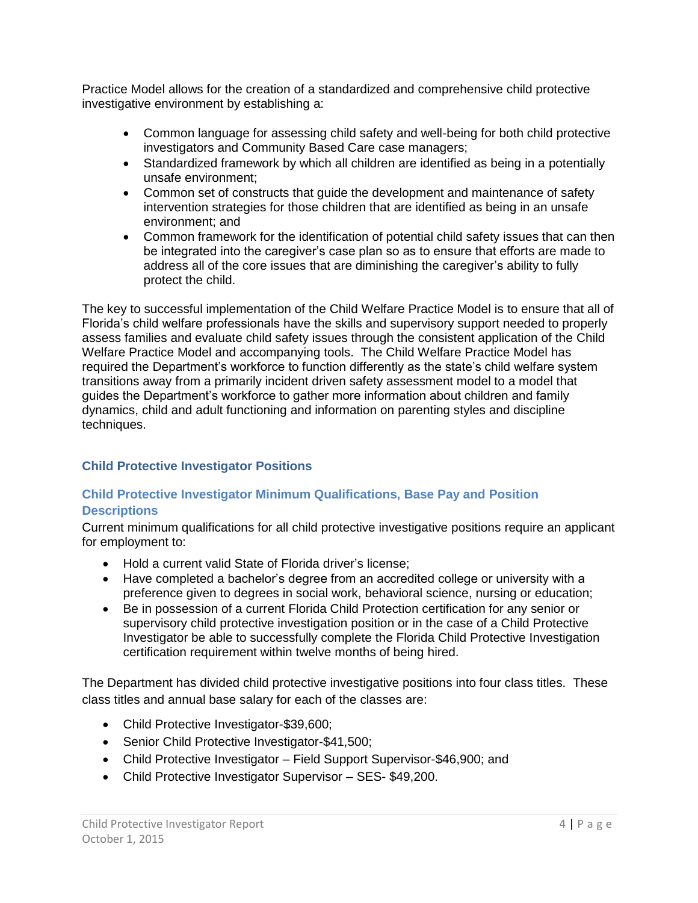Practice Model allows for the creation of a standardized and comprehensive child protective investigative environment by establishing a:

- Common language for assessing child safety and well-being for both child protective investigators and Community Based Care case managers;
- Standardized framework by which all children are identified as being in a potentially unsafe environment;
- Common set of constructs that guide the development and maintenance of safety intervention strategies for those children that are identified as being in an unsafe environment; and
- Common framework for the identification of potential child safety issues that can then be integrated into the caregiver's case plan so as to ensure that efforts are made to address all of the core issues that are diminishing the caregiver's ability to fully protect the child.

The key to successful implementation of the Child Welfare Practice Model is to ensure that all of Florida's child welfare professionals have the skills and supervisory support needed to properly assess families and evaluate child safety issues through the consistent application of the Child Welfare Practice Model and accompanying tools. The Child Welfare Practice Model has required the Department's workforce to function differently as the state's child welfare system transitions away from a primarily incident driven safety assessment model to a model that guides the Department's workforce to gather more information about children and family dynamics, child and adult functioning and information on parenting styles and discipline techniques.

## Child Protective Investigator Positions

### Child Protective Investigator Minimum Qualifications, Base Pay and Position Descriptions

Current minimum qualifications for all child protective investigative positions require an applicant for employment to:

- Hold a current valid State of Florida driver's license;
- Have completed a bachelor's degree from an accredited college or university with a preference given to degrees in social work, behavioral science, nursing or education;
- Be in possession of a current Florida Child Protection certification for any senior or supervisory child protective investigation position or in the case of a Child Protective Investigator be able to successfully complete the Florida Child Protective Investigation certification requirement within twelve months of being hired.

The Department has divided child protective investigative positions into four class titles. These class titles and annual base salary for each of the classes are:

- Child Protective Investigator-$39,600;
- Senior Child Protective Investigator-$41,500;
- Child Protective Investigator – Field Support Supervisor-$46,900; and
- Child Protective Investigator Supervisor – SES- $49,200.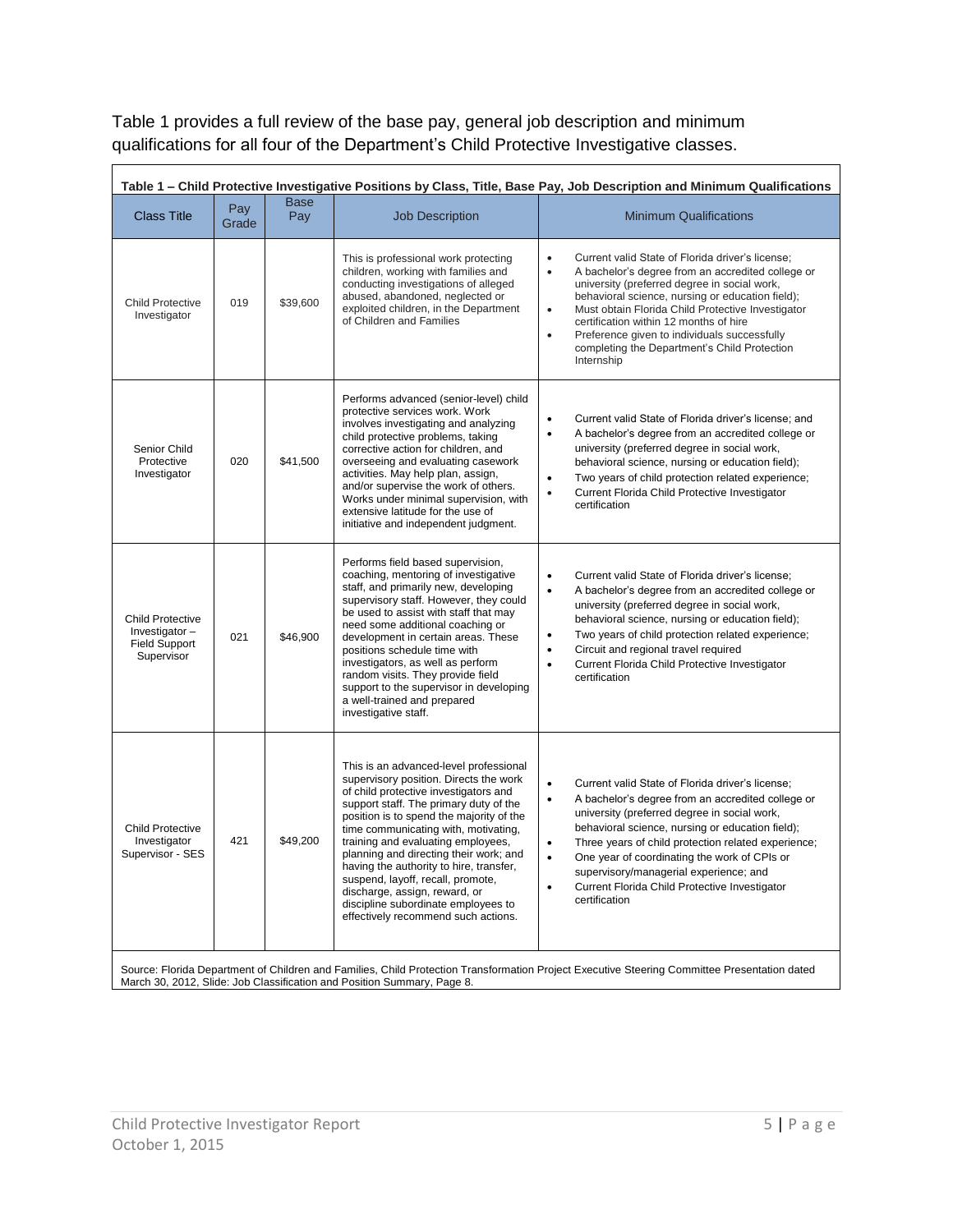Table 1 provides a full review of the base pay, general job description and minimum qualifications for all four of the Department's Child Protective Investigative classes.

**Table 1 – Child Protective Investigative Positions by Class, Title, Base Pay, Job Description and Minimum Qualifications**

| Class Title | Pay Grade | Base Pay | Job Description | Minimum Qualifications |
|---|---|---|---|---|
| Child Protective Investigator | 019 | $39,600 | This is professional work protecting children, working with families and conducting investigations of alleged abused, abandoned, neglected or exploited children, in the Department of Children and Families | • Current valid State of Florida driver's license;<br>• A bachelor's degree from an accredited college or university (preferred degree in social work, behavioral science, nursing or education field);<br>• Must obtain Florida Child Protective Investigator certification within 12 months of hire<br>• Preference given to individuals successfully completing the Department's Child Protection Internship |
| Senior Child Protective Investigator | 020 | $41,500 | Performs advanced (senior-level) child protective services work. Work involves investigating and analyzing child protective problems, taking corrective action for children, and overseeing and evaluating casework activities. May help plan, assign, and/or supervise the work of others. Works under minimal supervision, with extensive latitude for the use of initiative and independent judgment. | • Current valid State of Florida driver's license; and<br>• A bachelor's degree from an accredited college or university (preferred degree in social work, behavioral science, nursing or education field);<br>• Two years of child protection related experience;<br>• Current Florida Child Protective Investigator certification |
| Child Protective Investigator – Field Support Supervisor | 021 | $46,900 | Performs field based supervision, coaching, mentoring of investigative staff, and primarily new, developing supervisory staff. However, they could be used to assist with staff that may need some additional coaching or development in certain areas. These positions schedule time with investigators, as well as perform random visits. They provide field support to the supervisor in developing a well-trained and prepared investigative staff. | • Current valid State of Florida driver's license;<br>• A bachelor's degree from an accredited college or university (preferred degree in social work, behavioral science, nursing or education field);<br>• Two years of child protection related experience;<br>• Circuit and regional travel required<br>• Current Florida Child Protective Investigator certification |
| Child Protective Investigator Supervisor - SES | 421 | $49,200 | This is an advanced-level professional supervisory position. Directs the work of child protective investigators and support staff. The primary duty of the position is to spend the majority of the time communicating with, motivating, training and evaluating employees, planning and directing their work; and having the authority to hire, transfer, suspend, layoff, recall, promote, discharge, assign, reward, or discipline subordinate employees to effectively recommend such actions. | • Current valid State of Florida driver's license;<br>• A bachelor's degree from an accredited college or university (preferred degree in social work, behavioral science, nursing or education field);<br>• Three years of child protection related experience;<br>• One year of coordinating the work of CPIs or supervisory/managerial experience; and<br>• Current Florida Child Protective Investigator certification |

Source: Florida Department of Children and Families, Child Protection Transformation Project Executive Steering Committee Presentation dated March 30, 2012, Slide: Job Classification and Position Summary, Page 8.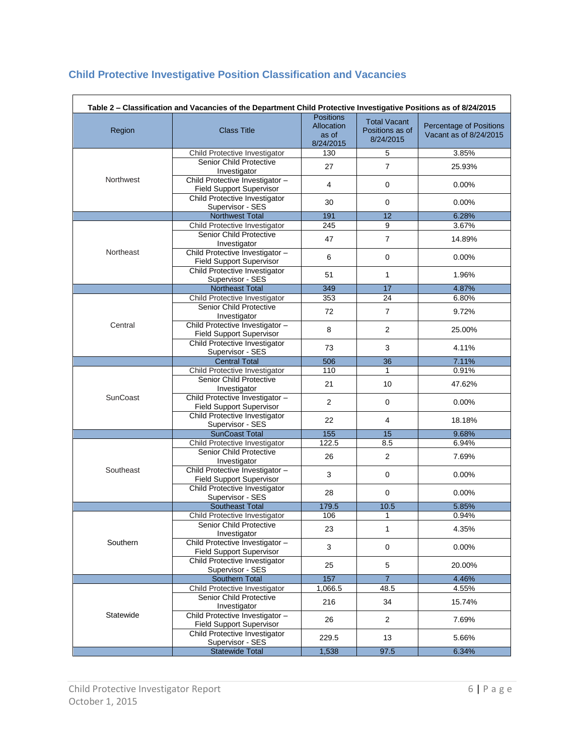## Child Protective Investigative Position Classification and Vacancies

**Table 2 – Classification and Vacancies of the Department Child Protective Investigative Positions as of 8/24/2015**

| Region | Class Title | Positions Allocation as of 8/24/2015 | Total Vacant Positions as of 8/24/2015 | Percentage of Positions Vacant as of 8/24/2015 |
|---|---|---|---|---|
| Northwest | Child Protective Investigator | 130 | 5 | 3.85% |
| | Senior Child Protective Investigator | 27 | 7 | 25.93% |
| | Child Protective Investigator – Field Support Supervisor | 4 | 0 | 0.00% |
| | Child Protective Investigator Supervisor - SES | 30 | 0 | 0.00% |
| | Northwest Total | 191 | 12 | 6.28% |
| Northeast | Child Protective Investigator | 245 | 9 | 3.67% |
| | Senior Child Protective Investigator | 47 | 7 | 14.89% |
| | Child Protective Investigator – Field Support Supervisor | 6 | 0 | 0.00% |
| | Child Protective Investigator Supervisor - SES | 51 | 1 | 1.96% |
| | Northeast Total | 349 | 17 | 4.87% |
| Central | Child Protective Investigator | 353 | 24 | 6.80% |
| | Senior Child Protective Investigator | 72 | 7 | 9.72% |
| | Child Protective Investigator – Field Support Supervisor | 8 | 2 | 25.00% |
| | Child Protective Investigator Supervisor - SES | 73 | 3 | 4.11% |
| | Central Total | 506 | 36 | 7.11% |
| SunCoast | Child Protective Investigator | 110 | 1 | 0.91% |
| | Senior Child Protective Investigator | 21 | 10 | 47.62% |
| | Child Protective Investigator – Field Support Supervisor | 2 | 0 | 0.00% |
| | Child Protective Investigator Supervisor - SES | 22 | 4 | 18.18% |
| | SunCoast Total | 155 | 15 | 9.68% |
| Southeast | Child Protective Investigator | 122.5 | 8.5 | 6.94% |
| | Senior Child Protective Investigator | 26 | 2 | 7.69% |
| | Child Protective Investigator – Field Support Supervisor | 3 | 0 | 0.00% |
| | Child Protective Investigator Supervisor - SES | 28 | 0 | 0.00% |
| | Southeast Total | 179.5 | 10.5 | 5.85% |
| Southern | Child Protective Investigator | 106 | 1 | 0.94% |
| | Senior Child Protective Investigator | 23 | 1 | 4.35% |
| | Child Protective Investigator – Field Support Supervisor | 3 | 0 | 0.00% |
| | Child Protective Investigator Supervisor - SES | 25 | 5 | 20.00% |
| | Southern Total | 157 | 7 | 4.46% |
| Statewide | Child Protective Investigator | 1,066.5 | 48.5 | 4.55% |
| | Senior Child Protective Investigator | 216 | 34 | 15.74% |
| | Child Protective Investigator – Field Support Supervisor | 26 | 2 | 7.69% |
| | Child Protective Investigator Supervisor - SES | 229.5 | 13 | 5.66% |
| | Statewide Total | 1,538 | 97.5 | 6.34% |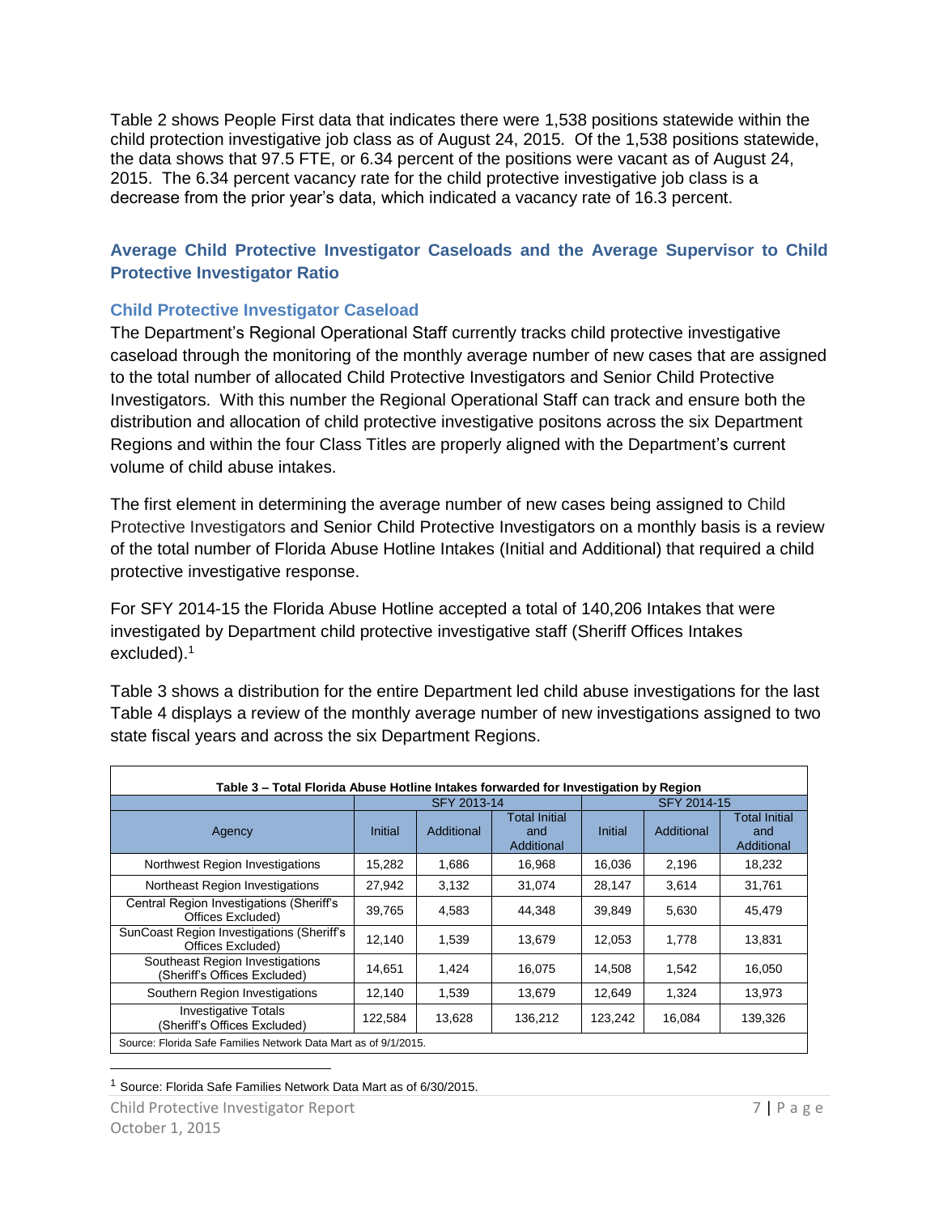Table 2 shows People First data that indicates there were 1,538 positions statewide within the child protection investigative job class as of August 24, 2015. Of the 1,538 positions statewide, the data shows that 97.5 FTE, or 6.34 percent of the positions were vacant as of August 24, 2015. The 6.34 percent vacancy rate for the child protective investigative job class is a decrease from the prior year's data, which indicated a vacancy rate of 16.3 percent.

## Average Child Protective Investigator Caseloads and the Average Supervisor to Child Protective Investigator Ratio

### Child Protective Investigator Caseload

The Department's Regional Operational Staff currently tracks child protective investigative caseload through the monitoring of the monthly average number of new cases that are assigned to the total number of allocated Child Protective Investigators and Senior Child Protective Investigators. With this number the Regional Operational Staff can track and ensure both the distribution and allocation of child protective investigative positons across the six Department Regions and within the four Class Titles are properly aligned with the Department's current volume of child abuse intakes.

The first element in determining the average number of new cases being assigned to Child Protective Investigators and Senior Child Protective Investigators on a monthly basis is a review of the total number of Florida Abuse Hotline Intakes (Initial and Additional) that required a child protective investigative response.

For SFY 2014-15 the Florida Abuse Hotline accepted a total of 140,206 Intakes that were investigated by Department child protective investigative staff (Sheriff Offices Intakes excluded).[1]

Table 3 shows a distribution for the entire Department led child abuse investigations for the last Table 4 displays a review of the monthly average number of new investigations assigned to two state fiscal years and across the six Department Regions.

**Table 3 – Total Florida Abuse Hotline Intakes forwarded for Investigation by Region**

| Agency | SFY 2013-14 | | | SFY 2014-15 | | |
|---|---|---|---|---|---|---|
| | Initial | Additional | Total Initial and Additional | Initial | Additional | Total Initial and Additional |
| Northwest Region Investigations | 15,282 | 1,686 | 16,968 | 16,036 | 2,196 | 18,232 |
| Northeast Region Investigations | 27,942 | 3,132 | 31,074 | 28,147 | 3,614 | 31,761 |
| Central Region Investigations (Sheriff's Offices Excluded) | 39,765 | 4,583 | 44,348 | 39,849 | 5,630 | 45,479 |
| SunCoast Region Investigations (Sheriff's Offices Excluded) | 12,140 | 1,539 | 13,679 | 12,053 | 1,778 | 13,831 |
| Southeast Region Investigations (Sheriff's Offices Excluded) | 14,651 | 1,424 | 16,075 | 14,508 | 1,542 | 16,050 |
| Southern Region Investigations | 12,140 | 1,539 | 13,679 | 12,649 | 1,324 | 13,973 |
| Investigative Totals (Sheriff's Offices Excluded) | 122,584 | 13,628 | 136,212 | 123,242 | 16,084 | 139,326 |

Source: Florida Safe Families Network Data Mart as of 9/1/2015.

[1] Source: Florida Safe Families Network Data Mart as of 6/30/2015.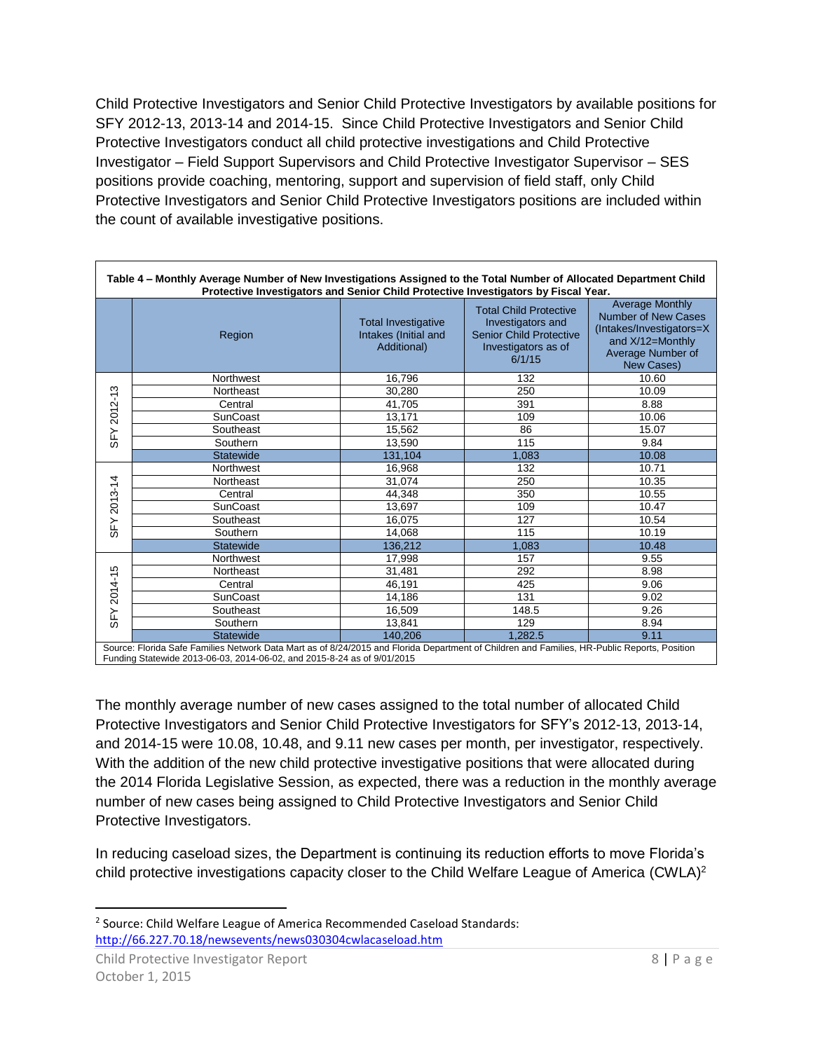Child Protective Investigators and Senior Child Protective Investigators by available positions for SFY 2012-13, 2013-14 and 2014-15. Since Child Protective Investigators and Senior Child Protective Investigators conduct all child protective investigations and Child Protective Investigator – Field Support Supervisors and Child Protective Investigator Supervisor – SES positions provide coaching, mentoring, support and supervision of field staff, only Child Protective Investigators and Senior Child Protective Investigators positions are included within the count of available investigative positions.

**Table 4 – Monthly Average Number of New Investigations Assigned to the Total Number of Allocated Department Child Protective Investigators and Senior Child Protective Investigators by Fiscal Year.**

| | Region | Total Investigative Intakes (Initial and Additional) | Total Child Protective Investigators and Senior Child Protective Investigators as of 6/1/15 | Average Monthly Number of New Cases (Intakes/Investigators=X and X/12=Monthly Average Number of New Cases) |
|---|---|---|---|---|
| SFY 2012-13 | Northwest | 16,796 | 132 | 10.60 |
| | Northeast | 30,280 | 250 | 10.09 |
| | Central | 41,705 | 391 | 8.88 |
| | SunCoast | 13,171 | 109 | 10.06 |
| | Southeast | 15,562 | 86 | 15.07 |
| | Southern | 13,590 | 115 | 9.84 |
| | Statewide | 131,104 | 1,083 | 10.08 |
| SFY 2013-14 | Northwest | 16,968 | 132 | 10.71 |
| | Northeast | 31,074 | 250 | 10.35 |
| | Central | 44,348 | 350 | 10.55 |
| | SunCoast | 13,697 | 109 | 10.47 |
| | Southeast | 16,075 | 127 | 10.54 |
| | Southern | 14,068 | 115 | 10.19 |
| | Statewide | 136,212 | 1,083 | 10.48 |
| SFY 2014-15 | Northwest | 17,998 | 157 | 9.55 |
| | Northeast | 31,481 | 292 | 8.98 |
| | Central | 46,191 | 425 | 9.06 |
| | SunCoast | 14,186 | 131 | 9.02 |
| | Southeast | 16,509 | 148.5 | 9.26 |
| | Southern | 13,841 | 129 | 8.94 |
| | Statewide | 140,206 | 1,282.5 | 9.11 |

Source: Florida Safe Families Network Data Mart as of 8/24/2015 and Florida Department of Children and Families, HR-Public Reports, Position Funding Statewide 2013-06-03, 2014-06-02, and 2015-8-24 as of 9/01/2015

The monthly average number of new cases assigned to the total number of allocated Child Protective Investigators and Senior Child Protective Investigators for SFY's 2012-13, 2013-14, and 2014-15 were 10.08, 10.48, and 9.11 new cases per month, per investigator, respectively. With the addition of the new child protective investigative positions that were allocated during the 2014 Florida Legislative Session, as expected, there was a reduction in the monthly average number of new cases being assigned to Child Protective Investigators and Senior Child Protective Investigators.

In reducing caseload sizes, the Department is continuing its reduction efforts to move Florida's child protective investigations capacity closer to the Child Welfare League of America (CWLA)[2]

[2] Source: Child Welfare League of America Recommended Caseload Standards: http://66.227.70.18/newsevents/news030304cwlacaseload.htm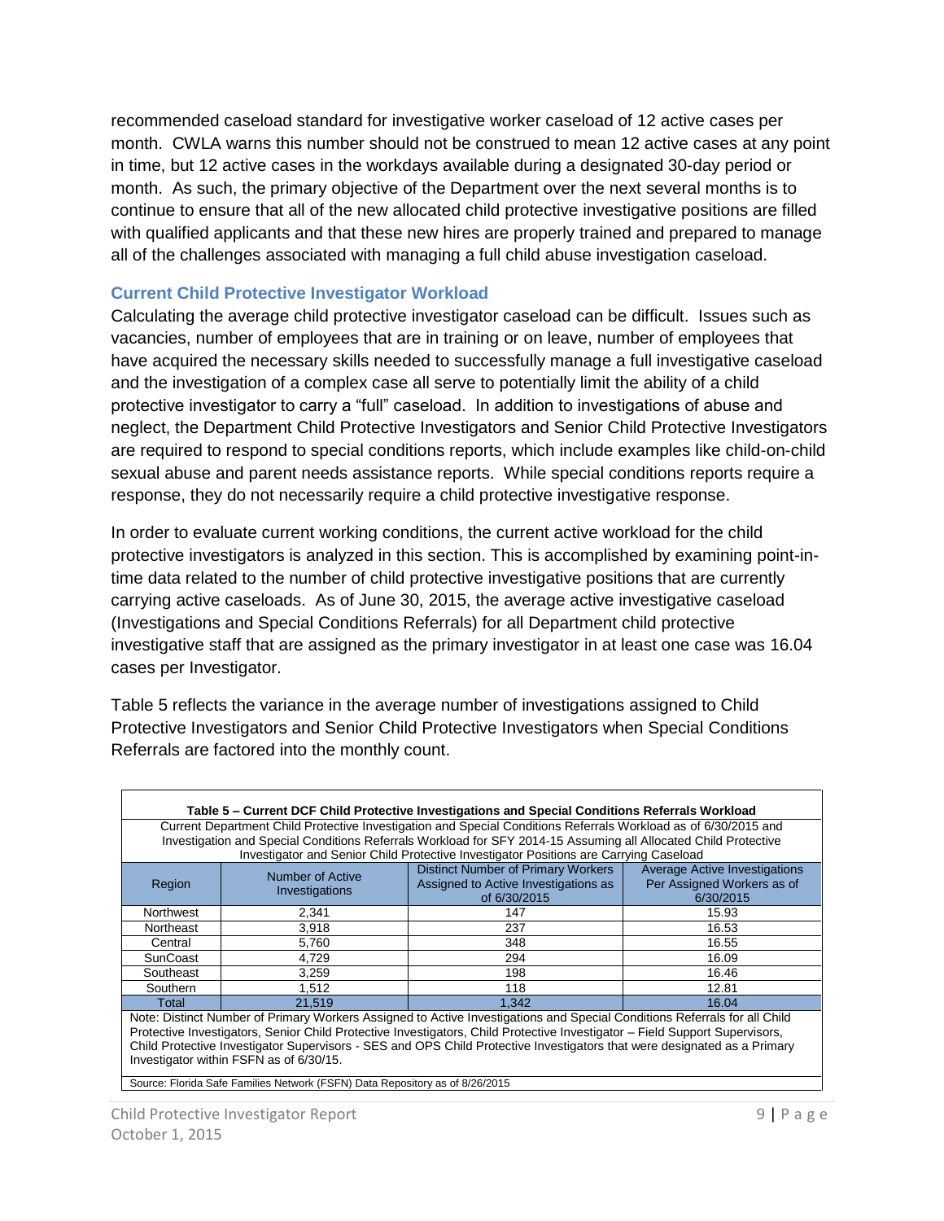recommended caseload standard for investigative worker caseload of 12 active cases per month. CWLA warns this number should not be construed to mean 12 active cases at any point in time, but 12 active cases in the workdays available during a designated 30-day period or month. As such, the primary objective of the Department over the next several months is to continue to ensure that all of the new allocated child protective investigative positions are filled with qualified applicants and that these new hires are properly trained and prepared to manage all of the challenges associated with managing a full child abuse investigation caseload.

### Current Child Protective Investigator Workload

Calculating the average child protective investigator caseload can be difficult. Issues such as vacancies, number of employees that are in training or on leave, number of employees that have acquired the necessary skills needed to successfully manage a full investigative caseload and the investigation of a complex case all serve to potentially limit the ability of a child protective investigator to carry a "full" caseload. In addition to investigations of abuse and neglect, the Department Child Protective Investigators and Senior Child Protective Investigators are required to respond to special conditions reports, which include examples like child-on-child sexual abuse and parent needs assistance reports. While special conditions reports require a response, they do not necessarily require a child protective investigative response.

In order to evaluate current working conditions, the current active workload for the child protective investigators is analyzed in this section. This is accomplished by examining point-in-time data related to the number of child protective investigative positions that are currently carrying active caseloads. As of June 30, 2015, the average active investigative caseload (Investigations and Special Conditions Referrals) for all Department child protective investigative staff that are assigned as the primary investigator in at least one case was 16.04 cases per Investigator.

Table 5 reflects the variance in the average number of investigations assigned to Child Protective Investigators and Senior Child Protective Investigators when Special Conditions Referrals are factored into the monthly count.

**Table 5 – Current DCF Child Protective Investigations and Special Conditions Referrals Workload**

Current Department Child Protective Investigation and Special Conditions Referrals Workload as of 6/30/2015 and Investigation and Special Conditions Referrals Workload for SFY 2014-15 Assuming all Allocated Child Protective Investigator and Senior Child Protective Investigator Positions are Carrying Caseload

| Region | Number of Active Investigations | Distinct Number of Primary Workers Assigned to Active Investigations as of 6/30/2015 | Average Active Investigations Per Assigned Workers as of 6/30/2015 |
|---|---|---|---|
| Northwest | 2,341 | 147 | 15.93 |
| Northeast | 3,918 | 237 | 16.53 |
| Central | 5,760 | 348 | 16.55 |
| SunCoast | 4,729 | 294 | 16.09 |
| Southeast | 3,259 | 198 | 16.46 |
| Southern | 1,512 | 118 | 12.81 |
| Total | 21,519 | 1,342 | 16.04 |

Note: Distinct Number of Primary Workers Assigned to Active Investigations and Special Conditions Referrals for all Child Protective Investigators, Senior Child Protective Investigators, Child Protective Investigator – Field Support Supervisors, Child Protective Investigator Supervisors - SES and OPS Child Protective Investigators that were designated as a Primary Investigator within FSFN as of 6/30/15.

Source: Florida Safe Families Network (FSFN) Data Repository as of 8/26/2015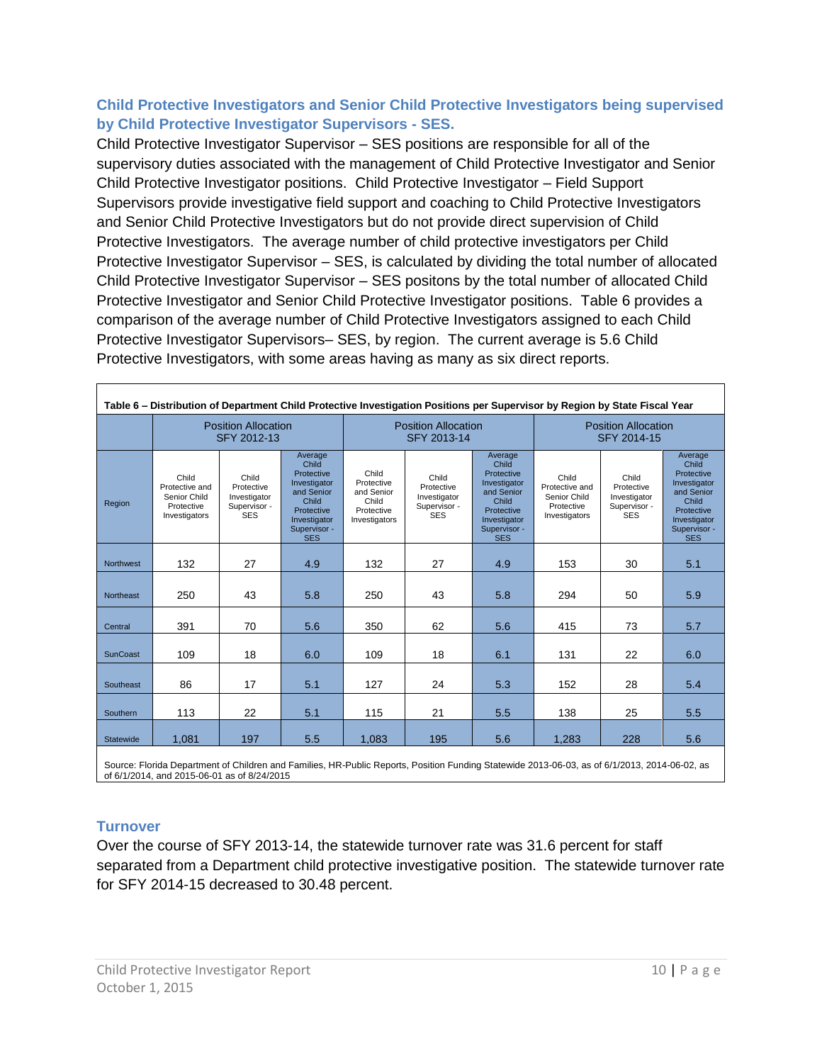### Child Protective Investigators and Senior Child Protective Investigators being supervised by Child Protective Investigator Supervisors - SES.

Child Protective Investigator Supervisor – SES positions are responsible for all of the supervisory duties associated with the management of Child Protective Investigator and Senior Child Protective Investigator positions. Child Protective Investigator – Field Support Supervisors provide investigative field support and coaching to Child Protective Investigators and Senior Child Protective Investigators but do not provide direct supervision of Child Protective Investigators. The average number of child protective investigators per Child Protective Investigator Supervisor – SES, is calculated by dividing the total number of allocated Child Protective Investigator Supervisor – SES positons by the total number of allocated Child Protective Investigator and Senior Child Protective Investigator positions. Table 6 provides a comparison of the average number of Child Protective Investigators assigned to each Child Protective Investigator Supervisors– SES, by region. The current average is 5.6 Child Protective Investigators, with some areas having as many as six direct reports.

**Table 6 – Distribution of Department Child Protective Investigation Positions per Supervisor by Region by State Fiscal Year**

| | Position Allocation SFY 2012-13 | | | Position Allocation SFY 2013-14 | | | Position Allocation SFY 2014-15 | | |
|---|---|---|---|---|---|---|---|---|---|
| Region | Child Protective and Senior Child Protective Investigators | Child Protective Investigator Supervisor - SES | Average Child Protective Investigator and Senior Child Protective Investigator Supervisor - SES | Child Protective and Senior Child Protective Investigators | Child Protective Investigator Supervisor - SES | Average Child Protective Investigator and Senior Child Protective Investigator Supervisor - SES | Child Protective and Senior Child Protective Investigators | Child Protective Investigator Supervisor - SES | Average Child Protective Investigator and Senior Child Protective Investigator Supervisor - SES |
| Northwest | 132 | 27 | 4.9 | 132 | 27 | 4.9 | 153 | 30 | 5.1 |
| Northeast | 250 | 43 | 5.8 | 250 | 43 | 5.8 | 294 | 50 | 5.9 |
| Central | 391 | 70 | 5.6 | 350 | 62 | 5.6 | 415 | 73 | 5.7 |
| SunCoast | 109 | 18 | 6.0 | 109 | 18 | 6.1 | 131 | 22 | 6.0 |
| Southeast | 86 | 17 | 5.1 | 127 | 24 | 5.3 | 152 | 28 | 5.4 |
| Southern | 113 | 22 | 5.1 | 115 | 21 | 5.5 | 138 | 25 | 5.5 |
| Statewide | 1,081 | 197 | 5.5 | 1,083 | 195 | 5.6 | 1,283 | 228 | 5.6 |

Source: Florida Department of Children and Families, HR-Public Reports, Position Funding Statewide 2013-06-03, as of 6/1/2013, 2014-06-02, as of 6/1/2014, and 2015-06-01 as of 8/24/2015

### Turnover

Over the course of SFY 2013-14, the statewide turnover rate was 31.6 percent for staff separated from a Department child protective investigative position. The statewide turnover rate for SFY 2014-15 decreased to 30.48 percent.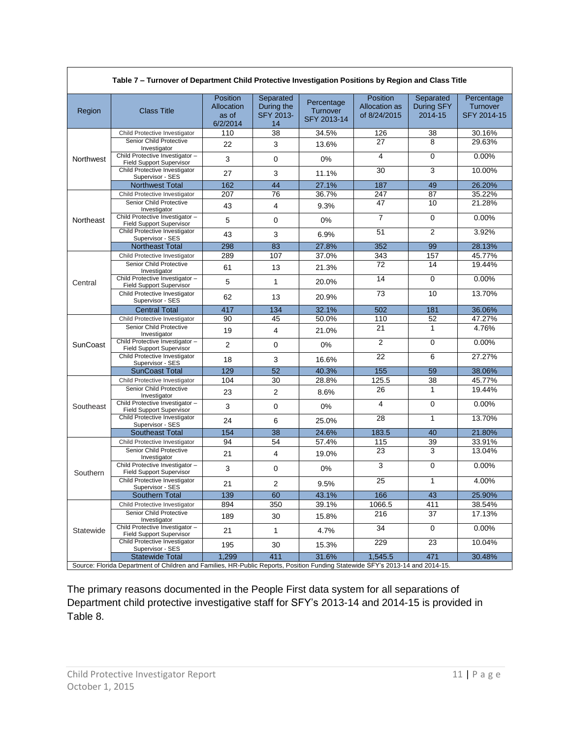**Table 7 – Turnover of Department Child Protective Investigation Positions by Region and Class Title**

| Region | Class Title | Position Allocation as of 6/2/2014 | Separated During the SFY 2013-14 | Percentage Turnover SFY 2013-14 | Position Allocation as of 8/24/2015 | Separated During SFY 2014-15 | Percentage Turnover SFY 2014-15 |
|---|---|---|---|---|---|---|---|
| Northwest | Child Protective Investigator | 110 | 38 | 34.5% | 126 | 38 | 30.16% |
| | Senior Child Protective Investigator | 22 | 3 | 13.6% | 27 | 8 | 29.63% |
| | Child Protective Investigator – Field Support Supervisor | 3 | 0 | 0% | 4 | 0 | 0.00% |
| | Child Protective Investigator Supervisor - SES | 27 | 3 | 11.1% | 30 | 3 | 10.00% |
| | Northwest Total | 162 | 44 | 27.1% | 187 | 49 | 26.20% |
| Northeast | Child Protective Investigator | 207 | 76 | 36.7% | 247 | 87 | 35.22% |
| | Senior Child Protective Investigator | 43 | 4 | 9.3% | 47 | 10 | 21.28% |
| | Child Protective Investigator – Field Support Supervisor | 5 | 0 | 0% | 7 | 0 | 0.00% |
| | Child Protective Investigator Supervisor - SES | 43 | 3 | 6.9% | 51 | 2 | 3.92% |
| | Northeast Total | 298 | 83 | 27.8% | 352 | 99 | 28.13% |
| Central | Child Protective Investigator | 289 | 107 | 37.0% | 343 | 157 | 45.77% |
| | Senior Child Protective Investigator | 61 | 13 | 21.3% | 72 | 14 | 19.44% |
| | Child Protective Investigator – Field Support Supervisor | 5 | 1 | 20.0% | 14 | 0 | 0.00% |
| | Child Protective Investigator Supervisor - SES | 62 | 13 | 20.9% | 73 | 10 | 13.70% |
| | Central Total | 417 | 134 | 32.1% | 502 | 181 | 36.06% |
| SunCoast | Child Protective Investigator | 90 | 45 | 50.0% | 110 | 52 | 47.27% |
| | Senior Child Protective Investigator | 19 | 4 | 21.0% | 21 | 1 | 4.76% |
| | Child Protective Investigator – Field Support Supervisor | 2 | 0 | 0% | 2 | 0 | 0.00% |
| | Child Protective Investigator Supervisor - SES | 18 | 3 | 16.6% | 22 | 6 | 27.27% |
| | SunCoast Total | 129 | 52 | 40.3% | 155 | 59 | 38.06% |
| Southeast | Child Protective Investigator | 104 | 30 | 28.8% | 125.5 | 38 | 45.77% |
| | Senior Child Protective Investigator | 23 | 2 | 8.6% | 26 | 1 | 19.44% |
| | Child Protective Investigator – Field Support Supervisor | 3 | 0 | 0% | 4 | 0 | 0.00% |
| | Child Protective Investigator Supervisor - SES | 24 | 6 | 25.0% | 28 | 1 | 13.70% |
| | Southeast Total | 154 | 38 | 24.6% | 183.5 | 40 | 21.80% |
| Southern | Child Protective Investigator | 94 | 54 | 57.4% | 115 | 39 | 33.91% |
| | Senior Child Protective Investigator | 21 | 4 | 19.0% | 23 | 3 | 13.04% |
| | Child Protective Investigator – Field Support Supervisor | 3 | 0 | 0% | 3 | 0 | 0.00% |
| | Child Protective Investigator Supervisor - SES | 21 | 2 | 9.5% | 25 | 1 | 4.00% |
| | Southern Total | 139 | 60 | 43.1% | 166 | 43 | 25.90% |
| Statewide | Child Protective Investigator | 894 | 350 | 39.1% | 1066.5 | 411 | 38.54% |
| | Senior Child Protective Investigator | 189 | 30 | 15.8% | 216 | 37 | 17.13% |
| | Child Protective Investigator – Field Support Supervisor | 21 | 1 | 4.7% | 34 | 0 | 0.00% |
| | Child Protective Investigator Supervisor - SES | 195 | 30 | 15.3% | 229 | 23 | 10.04% |
| | Statewide Total | 1,299 | 411 | 31.6% | 1,545.5 | 471 | 30.48% |

Source: Florida Department of Children and Families, HR-Public Reports, Position Funding Statewide SFY's 2013-14 and 2014-15.

The primary reasons documented in the People First data system for all separations of Department child protective investigative staff for SFY's 2013-14 and 2014-15 is provided in Table 8.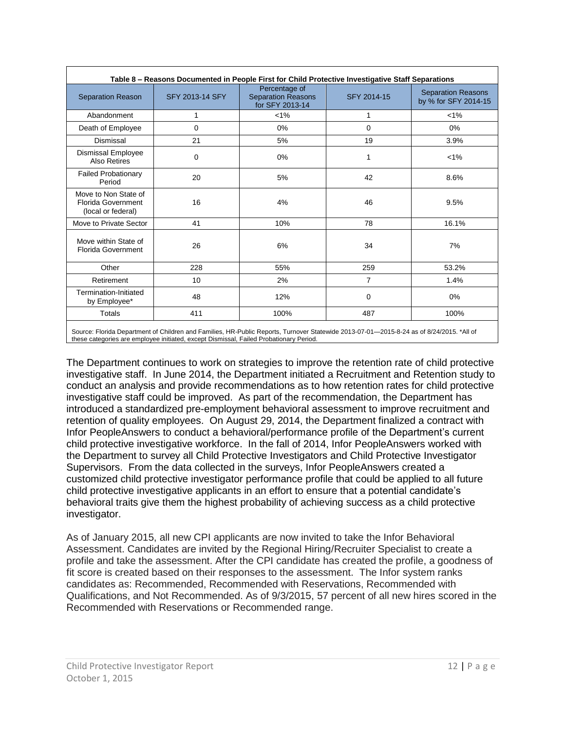**Table 8 – Reasons Documented in People First for Child Protective Investigative Staff Separations**

| Separation Reason | SFY 2013-14 SFY | Percentage of Separation Reasons for SFY 2013-14 | SFY 2014-15 | Separation Reasons by % for SFY 2014-15 |
|---|---|---|---|---|
| Abandonment | 1 | <1% | 1 | <1% |
| Death of Employee | 0 | 0% | 0 | 0% |
| Dismissal | 21 | 5% | 19 | 3.9% |
| Dismissal Employee Also Retires | 0 | 0% | 1 | <1% |
| Failed Probationary Period | 20 | 5% | 42 | 8.6% |
| Move to Non State of Florida Government (local or federal) | 16 | 4% | 46 | 9.5% |
| Move to Private Sector | 41 | 10% | 78 | 16.1% |
| Move within State of Florida Government | 26 | 6% | 34 | 7% |
| Other | 228 | 55% | 259 | 53.2% |
| Retirement | 10 | 2% | 7 | 1.4% |
| Termination-Initiated by Employee* | 48 | 12% | 0 | 0% |
| Totals | 411 | 100% | 487 | 100% |

Source: Florida Department of Children and Families, HR-Public Reports, Turnover Statewide 2013-07-01—2015-8-24 as of 8/24/2015. *All of these categories are employee initiated, except Dismissal, Failed Probationary Period.

The Department continues to work on strategies to improve the retention rate of child protective investigative staff. In June 2014, the Department initiated a Recruitment and Retention study to conduct an analysis and provide recommendations as to how retention rates for child protective investigative staff could be improved. As part of the recommendation, the Department has introduced a standardized pre-employment behavioral assessment to improve recruitment and retention of quality employees. On August 29, 2014, the Department finalized a contract with Infor PeopleAnswers to conduct a behavioral/performance profile of the Department's current child protective investigative workforce. In the fall of 2014, Infor PeopleAnswers worked with the Department to survey all Child Protective Investigators and Child Protective Investigator Supervisors. From the data collected in the surveys, Infor PeopleAnswers created a customized child protective investigator performance profile that could be applied to all future child protective investigative applicants in an effort to ensure that a potential candidate's behavioral traits give them the highest probability of achieving success as a child protective investigator.

As of January 2015, all new CPI applicants are now invited to take the Infor Behavioral Assessment. Candidates are invited by the Regional Hiring/Recruiter Specialist to create a profile and take the assessment. After the CPI candidate has created the profile, a goodness of fit score is created based on their responses to the assessment. The Infor system ranks candidates as: Recommended, Recommended with Reservations, Recommended with Qualifications, and Not Recommended. As of 9/3/2015, 57 percent of all new hires scored in the Recommended with Reservations or Recommended range.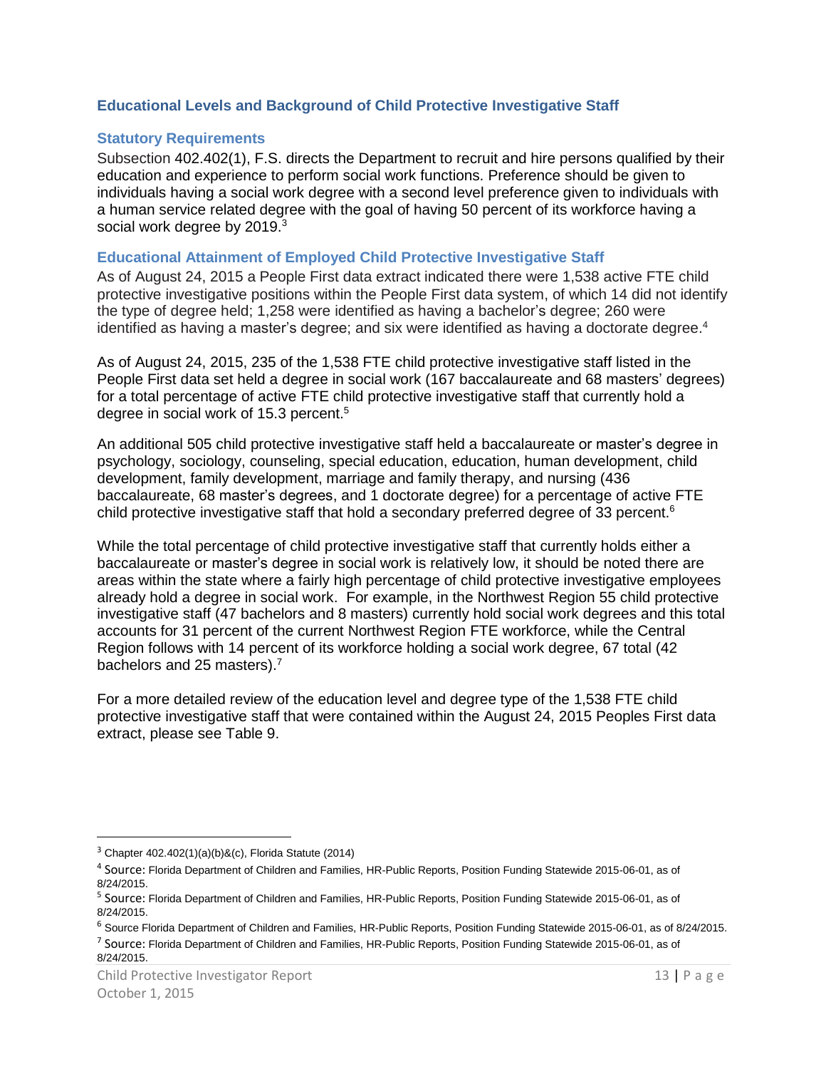## Educational Levels and Background of Child Protective Investigative Staff

### Statutory Requirements

Subsection 402.402(1), F.S. directs the Department to recruit and hire persons qualified by their education and experience to perform social work functions. Preference should be given to individuals having a social work degree with a second level preference given to individuals with a human service related degree with the goal of having 50 percent of its workforce having a social work degree by 2019.[3]

### Educational Attainment of Employed Child Protective Investigative Staff

As of August 24, 2015 a People First data extract indicated there were 1,538 active FTE child protective investigative positions within the People First data system, of which 14 did not identify the type of degree held; 1,258 were identified as having a bachelor's degree; 260 were identified as having a master's degree; and six were identified as having a doctorate degree.[4]

As of August 24, 2015, 235 of the 1,538 FTE child protective investigative staff listed in the People First data set held a degree in social work (167 baccalaureate and 68 masters' degrees) for a total percentage of active FTE child protective investigative staff that currently hold a degree in social work of 15.3 percent.[5]

An additional 505 child protective investigative staff held a baccalaureate or master's degree in psychology, sociology, counseling, special education, education, human development, child development, family development, marriage and family therapy, and nursing (436 baccalaureate, 68 master's degrees, and 1 doctorate degree) for a percentage of active FTE child protective investigative staff that hold a secondary preferred degree of 33 percent.[6]

While the total percentage of child protective investigative staff that currently holds either a baccalaureate or master's degree in social work is relatively low, it should be noted there are areas within the state where a fairly high percentage of child protective investigative employees already hold a degree in social work. For example, in the Northwest Region 55 child protective investigative staff (47 bachelors and 8 masters) currently hold social work degrees and this total accounts for 31 percent of the current Northwest Region FTE workforce, while the Central Region follows with 14 percent of its workforce holding a social work degree, 67 total (42 bachelors and 25 masters).[7]

For a more detailed review of the education level and degree type of the 1,538 FTE child protective investigative staff that were contained within the August 24, 2015 Peoples First data extract, please see Table 9.

---

[3] Chapter 402.402(1)(a)(b)&(c), Florida Statute (2014)

[4] Source: Florida Department of Children and Families, HR-Public Reports, Position Funding Statewide 2015-06-01, as of 8/24/2015.

[5] Source: Florida Department of Children and Families, HR-Public Reports, Position Funding Statewide 2015-06-01, as of 8/24/2015.

[6] Source Florida Department of Children and Families, HR-Public Reports, Position Funding Statewide 2015-06-01, as of 8/24/2015.

[7] Source: Florida Department of Children and Families, HR-Public Reports, Position Funding Statewide 2015-06-01, as of 8/24/2015.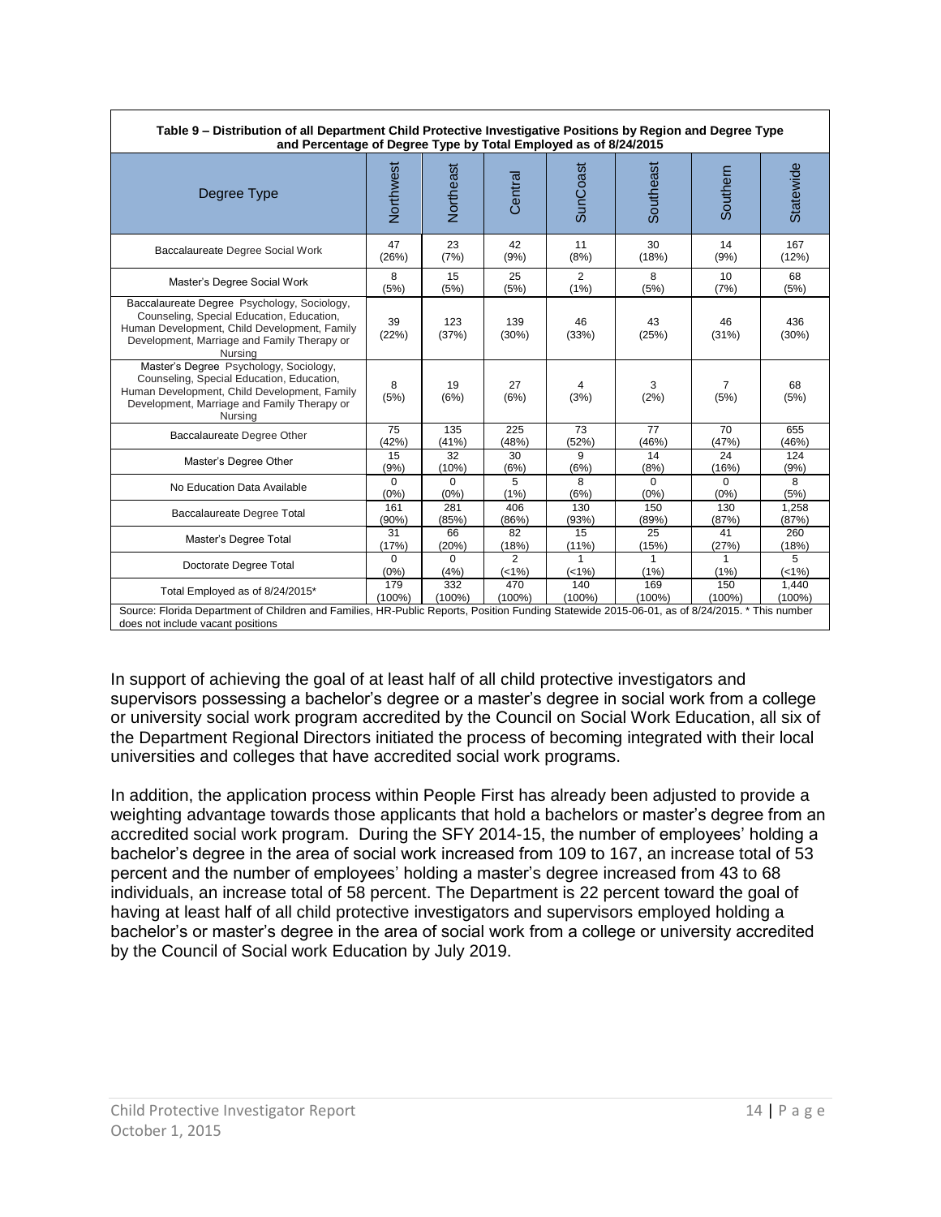**Table 9 – Distribution of all Department Child Protective Investigative Positions by Region and Degree Type and Percentage of Degree Type by Total Employed as of 8/24/2015**

| Degree Type | Northwest | Northeast | Central | SunCoast | Southeast | Southern | Statewide |
|---|---|---|---|---|---|---|---|
| Baccalaureate Degree Social Work | 47 (26%) | 23 (7%) | 42 (9%) | 11 (8%) | 30 (18%) | 14 (9%) | 167 (12%) |
| Master's Degree Social Work | 8 (5%) | 15 (5%) | 25 (5%) | 2 (1%) | 8 (5%) | 10 (7%) | 68 (5%) |
| Baccalaureate Degree Psychology, Sociology, Counseling, Special Education, Education, Human Development, Child Development, Family Development, Marriage and Family Therapy or Nursing | 39 (22%) | 123 (37%) | 139 (30%) | 46 (33%) | 43 (25%) | 46 (31%) | 436 (30%) |
| Master's Degree Psychology, Sociology, Counseling, Special Education, Education, Human Development, Child Development, Family Development, Marriage and Family Therapy or Nursing | 8 (5%) | 19 (6%) | 27 (6%) | 4 (3%) | 3 (2%) | 7 (5%) | 68 (5%) |
| Baccalaureate Degree Other | 75 (42%) | 135 (41%) | 225 (48%) | 73 (52%) | 77 (46%) | 70 (47%) | 655 (46%) |
| Master's Degree Other | 15 (9%) | 32 (10%) | 30 (6%) | 9 (6%) | 14 (8%) | 24 (16%) | 124 (9%) |
| No Education Data Available | 0 (0%) | 0 (0%) | 5 (1%) | 8 (6%) | 0 (0%) | 0 (0%) | 8 (5%) |
| Baccalaureate Degree Total | 161 (90%) | 281 (85%) | 406 (86%) | 130 (93%) | 150 (89%) | 130 (87%) | 1,258 (87%) |
| Master's Degree Total | 31 (17%) | 66 (20%) | 82 (18%) | 15 (11%) | 25 (15%) | 41 (27%) | 260 (18%) |
| Doctorate Degree Total | 0 (0%) | 0 (4%) | 2 (<1%) | 1 (<1%) | 1 (1%) | 1 (1%) | 5 (<1%) |
| Total Employed as of 8/24/2015* | 179 (100%) | 332 (100%) | 470 (100%) | 140 (100%) | 169 (100%) | 150 (100%) | 1,440 (100%) |

Source: Florida Department of Children and Families, HR-Public Reports, Position Funding Statewide 2015-06-01, as of 8/24/2015. * This number does not include vacant positions

In support of achieving the goal of at least half of all child protective investigators and supervisors possessing a bachelor's degree or a master's degree in social work from a college or university social work program accredited by the Council on Social Work Education, all six of the Department Regional Directors initiated the process of becoming integrated with their local universities and colleges that have accredited social work programs.

In addition, the application process within People First has already been adjusted to provide a weighting advantage towards those applicants that hold a bachelors or master's degree from an accredited social work program. During the SFY 2014-15, the number of employees' holding a bachelor's degree in the area of social work increased from 109 to 167, an increase total of 53 percent and the number of employees' holding a master's degree increased from 43 to 68 individuals, an increase total of 58 percent. The Department is 22 percent toward the goal of having at least half of all child protective investigators and supervisors employed holding a bachelor's or master's degree in the area of social work from a college or university accredited by the Council of Social work Education by July 2019.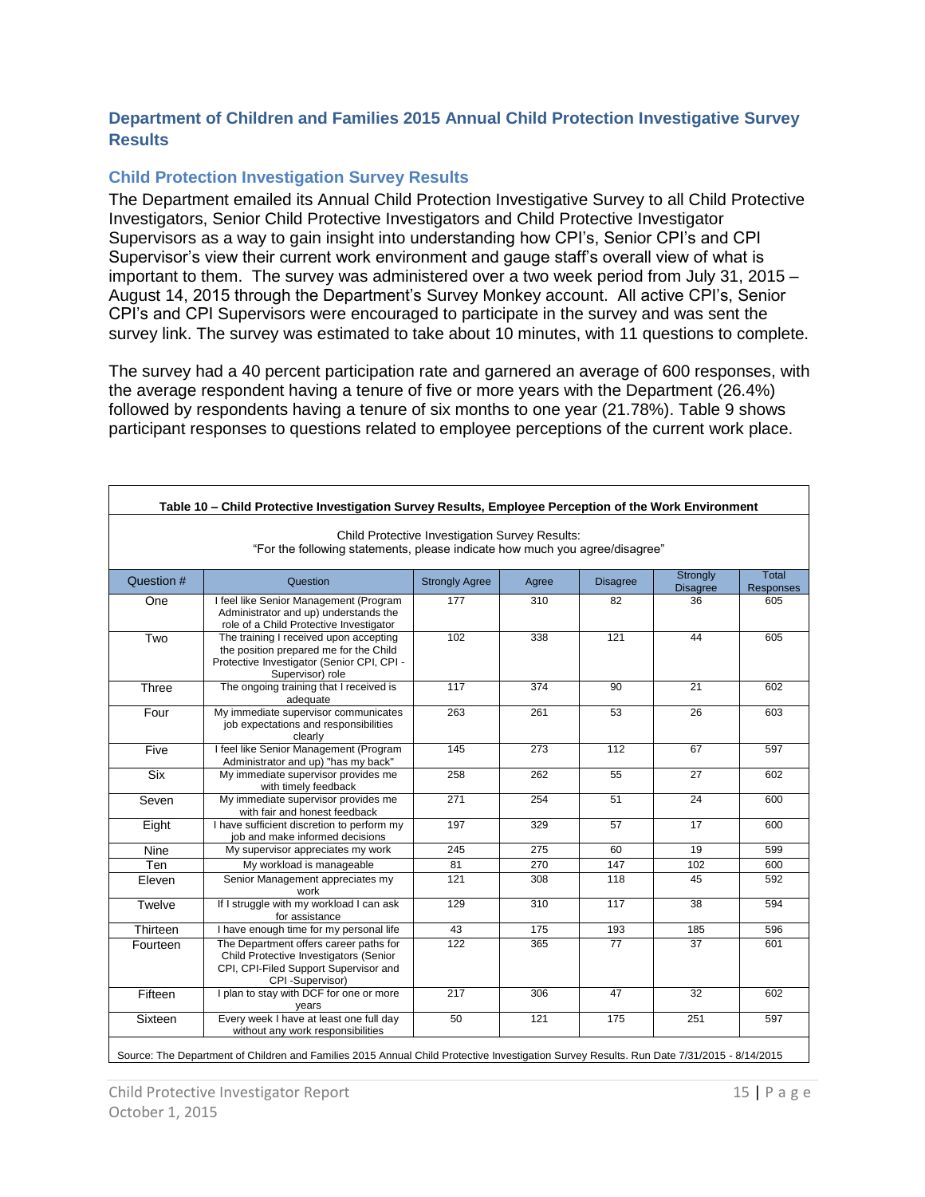## Department of Children and Families 2015 Annual Child Protection Investigative Survey Results

### Child Protection Investigation Survey Results

The Department emailed its Annual Child Protection Investigative Survey to all Child Protective Investigators, Senior Child Protective Investigators and Child Protective Investigator Supervisors as a way to gain insight into understanding how CPI's, Senior CPI's and CPI Supervisor's view their current work environment and gauge staff's overall view of what is important to them. The survey was administered over a two week period from July 31, 2015 – August 14, 2015 through the Department's Survey Monkey account. All active CPI's, Senior CPI's and CPI Supervisors were encouraged to participate in the survey and was sent the survey link. The survey was estimated to take about 10 minutes, with 11 questions to complete.

The survey had a 40 percent participation rate and garnered an average of 600 responses, with the average respondent having a tenure of five or more years with the Department (26.4%) followed by respondents having a tenure of six months to one year (21.78%). Table 9 shows participant responses to questions related to employee perceptions of the current work place.

**Table 10 – Child Protective Investigation Survey Results, Employee Perception of the Work Environment**

Child Protective Investigation Survey Results:
"For the following statements, please indicate how much you agree/disagree"

| Question # | Question | Strongly Agree | Agree | Disagree | Strongly Disagree | Total Responses |
|---|---|---|---|---|---|---|
| One | I feel like Senior Management (Program Administrator and up) understands the role of a Child Protective Investigator | 177 | 310 | 82 | 36 | 605 |
| Two | The training I received upon accepting the position prepared me for the Child Protective Investigator (Senior CPI, CPI - Supervisor) role | 102 | 338 | 121 | 44 | 605 |
| Three | The ongoing training that I received is adequate | 117 | 374 | 90 | 21 | 602 |
| Four | My immediate supervisor communicates job expectations and responsibilities clearly | 263 | 261 | 53 | 26 | 603 |
| Five | I feel like Senior Management (Program Administrator and up) "has my back" | 145 | 273 | 112 | 67 | 597 |
| Six | My immediate supervisor provides me with timely feedback | 258 | 262 | 55 | 27 | 602 |
| Seven | My immediate supervisor provides me with fair and honest feedback | 271 | 254 | 51 | 24 | 600 |
| Eight | I have sufficient discretion to perform my job and make informed decisions | 197 | 329 | 57 | 17 | 600 |
| Nine | My supervisor appreciates my work | 245 | 275 | 60 | 19 | 599 |
| Ten | My workload is manageable | 81 | 270 | 147 | 102 | 600 |
| Eleven | Senior Management appreciates my work | 121 | 308 | 118 | 45 | 592 |
| Twelve | If I struggle with my workload I can ask for assistance | 129 | 310 | 117 | 38 | 594 |
| Thirteen | I have enough time for my personal life | 43 | 175 | 193 | 185 | 596 |
| Fourteen | The Department offers career paths for Child Protective Investigators (Senior CPI, CPI-Filed Support Supervisor and CPI -Supervisor) | 122 | 365 | 77 | 37 | 601 |
| Fifteen | I plan to stay with DCF for one or more years | 217 | 306 | 47 | 32 | 602 |
| Sixteen | Every week I have at least one full day without any work responsibilities | 50 | 121 | 175 | 251 | 597 |

Source: The Department of Children and Families 2015 Annual Child Protective Investigation Survey Results. Run Date 7/31/2015 - 8/14/2015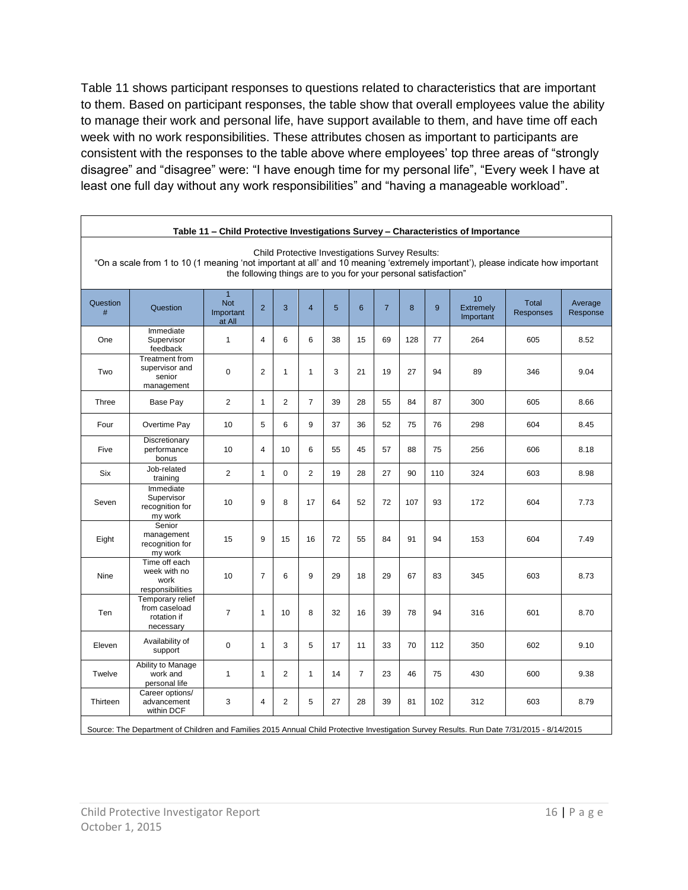Table 11 shows participant responses to questions related to characteristics that are important to them. Based on participant responses, the table show that overall employees value the ability to manage their work and personal life, have support available to them, and have time off each week with no work responsibilities. These attributes chosen as important to participants are consistent with the responses to the table above where employees' top three areas of "strongly disagree" and "disagree" were: "I have enough time for my personal life", "Every week I have at least one full day without any work responsibilities" and "having a manageable workload".

**Table 11 – Child Protective Investigations Survey – Characteristics of Importance**

Child Protective Investigations Survey Results:
"On a scale from 1 to 10 (1 meaning 'not important at all' and 10 meaning 'extremely important'), please indicate how important the following things are to you for your personal satisfaction"

| Question # | Question | 1 Not Important at All | 2 | 3 | 4 | 5 | 6 | 7 | 8 | 9 | 10 Extremely Important | Total Responses | Average Response |
|---|---|---|---|---|---|---|---|---|---|---|---|---|---|
| One | Immediate Supervisor feedback | 1 | 4 | 6 | 6 | 38 | 15 | 69 | 128 | 77 | 264 | 605 | 8.52 |
| Two | Treatment from supervisor and senior management | 0 | 2 | 1 | 1 | 3 | 21 | 19 | 27 | 94 | 89 | 346 | 9.04 |
| Three | Base Pay | 2 | 1 | 2 | 7 | 39 | 28 | 55 | 84 | 87 | 300 | 605 | 8.66 |
| Four | Overtime Pay | 10 | 5 | 6 | 9 | 37 | 36 | 52 | 75 | 76 | 298 | 604 | 8.45 |
| Five | Discretionary performance bonus | 10 | 4 | 10 | 6 | 55 | 45 | 57 | 88 | 75 | 256 | 606 | 8.18 |
| Six | Job-related training | 2 | 1 | 0 | 2 | 19 | 28 | 27 | 90 | 110 | 324 | 603 | 8.98 |
| Seven | Immediate Supervisor recognition for my work | 10 | 9 | 8 | 17 | 64 | 52 | 72 | 107 | 93 | 172 | 604 | 7.73 |
| Eight | Senior management recognition for my work | 15 | 9 | 15 | 16 | 72 | 55 | 84 | 91 | 94 | 153 | 604 | 7.49 |
| Nine | Time off each week with no work responsibilities | 10 | 7 | 6 | 9 | 29 | 18 | 29 | 67 | 83 | 345 | 603 | 8.73 |
| Ten | Temporary relief from caseload rotation if necessary | 7 | 1 | 10 | 8 | 32 | 16 | 39 | 78 | 94 | 316 | 601 | 8.70 |
| Eleven | Availability of support | 0 | 1 | 3 | 5 | 17 | 11 | 33 | 70 | 112 | 350 | 602 | 9.10 |
| Twelve | Ability to Manage work and personal life | 1 | 1 | 2 | 1 | 14 | 7 | 23 | 46 | 75 | 430 | 600 | 9.38 |
| Thirteen | Career options/ advancement within DCF | 3 | 4 | 2 | 5 | 27 | 28 | 39 | 81 | 102 | 312 | 603 | 8.79 |

Source: The Department of Children and Families 2015 Annual Child Protective Investigation Survey Results. Run Date 7/31/2015 - 8/14/2015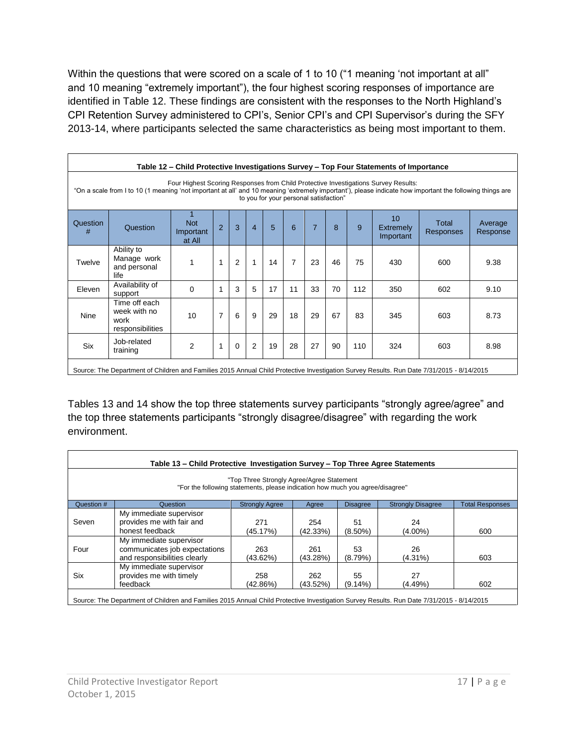Within the questions that were scored on a scale of 1 to 10 ("1 meaning 'not important at all" and 10 meaning "extremely important"), the four highest scoring responses of importance are identified in Table 12. These findings are consistent with the responses to the North Highland's CPI Retention Survey administered to CPI's, Senior CPI's and CPI Supervisor's during the SFY 2013-14, where participants selected the same characteristics as being most important to them.

**Table 12 – Child Protective Investigations Survey – Top Four Statements of Importance**

Four Highest Scoring Responses from Child Protective Investigations Survey Results:
"On a scale from I to 10 (1 meaning 'not important at all' and 10 meaning 'extremely important'), please indicate how important the following things are to you for your personal satisfaction"

| Question # | Question | 1 Not Important at All | 2 | 3 | 4 | 5 | 6 | 7 | 8 | 9 | 10 Extremely Important | Total Responses | Average Response |
|---|---|---|---|---|---|---|---|---|---|---|---|---|---|
| Twelve | Ability to Manage work and personal life | 1 | 1 | 2 | 1 | 14 | 7 | 23 | 46 | 75 | 430 | 600 | 9.38 |
| Eleven | Availability of support | 0 | 1 | 3 | 5 | 17 | 11 | 33 | 70 | 112 | 350 | 602 | 9.10 |
| Nine | Time off each week with no work responsibilities | 10 | 7 | 6 | 9 | 29 | 18 | 29 | 67 | 83 | 345 | 603 | 8.73 |
| Six | Job-related training | 2 | 1 | 0 | 2 | 19 | 28 | 27 | 90 | 110 | 324 | 603 | 8.98 |

Source: The Department of Children and Families 2015 Annual Child Protective Investigation Survey Results. Run Date 7/31/2015 - 8/14/2015

Tables 13 and 14 show the top three statements survey participants "strongly agree/agree" and the top three statements participants "strongly disagree/disagree" with regarding the work environment.

**Table 13 – Child Protective Investigation Survey – Top Three Agree Statements**

"Top Three Strongly Agree/Agree Statement
"For the following statements, please indication how much you agree/disagree"

| Question # | Question | Strongly Agree | Agree | Disagree | Strongly Disagree | Total Responses |
|---|---|---|---|---|---|---|
| Seven | My immediate supervisor provides me with fair and honest feedback | 271 (45.17%) | 254 (42.33%) | 51 (8.50%) | 24 (4.00%) | 600 |
| Four | My immediate supervisor communicates job expectations and responsibilities clearly | 263 (43.62%) | 261 (43.28%) | 53 (8.79%) | 26 (4.31%) | 603 |
| Six | My immediate supervisor provides me with timely feedback | 258 (42.86%) | 262 (43.52%) | 55 (9.14%) | 27 (4.49%) | 602 |

Source: The Department of Children and Families 2015 Annual Child Protective Investigation Survey Results. Run Date 7/31/2015 - 8/14/2015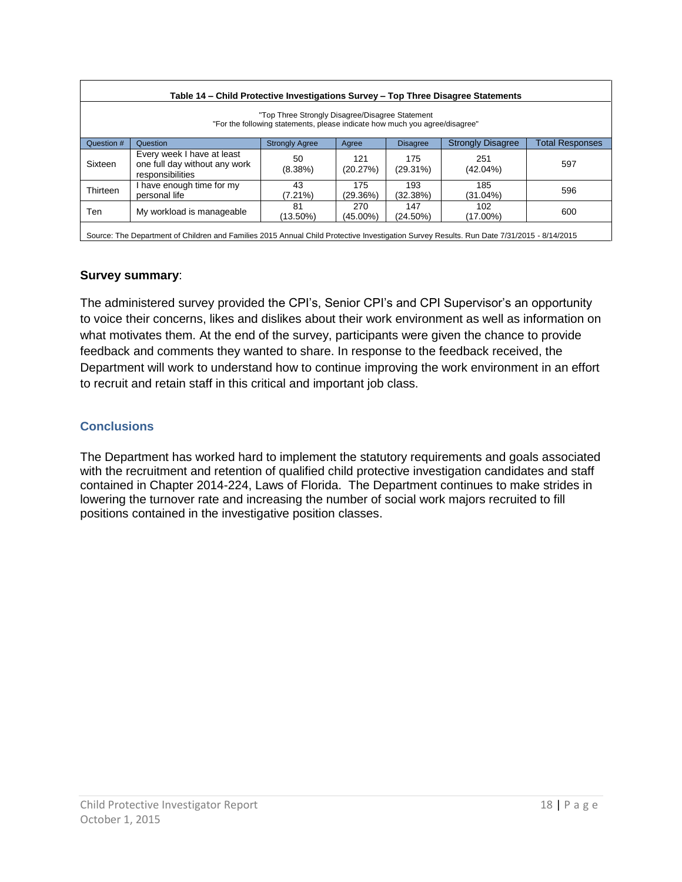**Table 14 – Child Protective Investigations Survey – Top Three Disagree Statements**

"Top Three Strongly Disagree/Disagree Statement
"For the following statements, please indicate how much you agree/disagree"

| Question # | Question | Strongly Agree | Agree | Disagree | Strongly Disagree | Total Responses |
|---|---|---|---|---|---|---|
| Sixteen | Every week I have at least one full day without any work responsibilities | 50 (8.38%) | 121 (20.27%) | 175 (29.31%) | 251 (42.04%) | 597 |
| Thirteen | I have enough time for my personal life | 43 (7.21%) | 175 (29.36%) | 193 (32.38%) | 185 (31.04%) | 596 |
| Ten | My workload is manageable | 81 (13.50%) | 270 (45.00%) | 147 (24.50%) | 102 (17.00%) | 600 |

Source: The Department of Children and Families 2015 Annual Child Protective Investigation Survey Results. Run Date 7/31/2015 - 8/14/2015

**Survey summary**:

The administered survey provided the CPI's, Senior CPI's and CPI Supervisor's an opportunity to voice their concerns, likes and dislikes about their work environment as well as information on what motivates them. At the end of the survey, participants were given the chance to provide feedback and comments they wanted to share. In response to the feedback received, the Department will work to understand how to continue improving the work environment in an effort to recruit and retain staff in this critical and important job class.

## Conclusions

The Department has worked hard to implement the statutory requirements and goals associated with the recruitment and retention of qualified child protective investigation candidates and staff contained in Chapter 2014-224, Laws of Florida. The Department continues to make strides in lowering the turnover rate and increasing the number of social work majors recruited to fill positions contained in the investigative position classes.